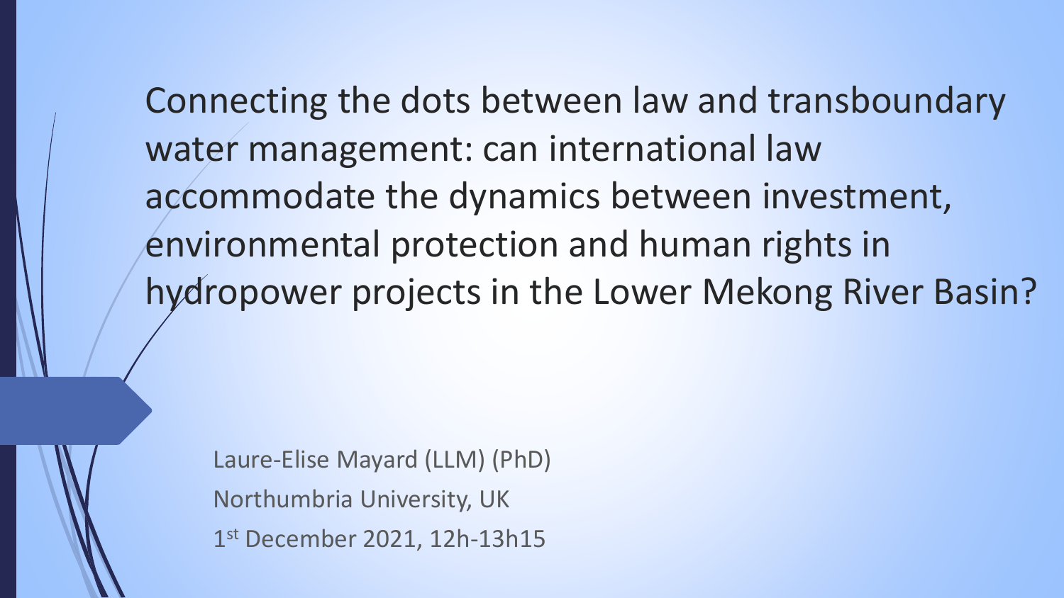# Connecting the dots between law and transboundary water management: can international law accommodate the dynamics between investment, environmental protection and human rights in hydropower projects in the Lower Mekong River Basin?

Laure-Elise Mayard (LLM) (PhD)

Northumbria University, UK

1st December 2021, 12h-13h15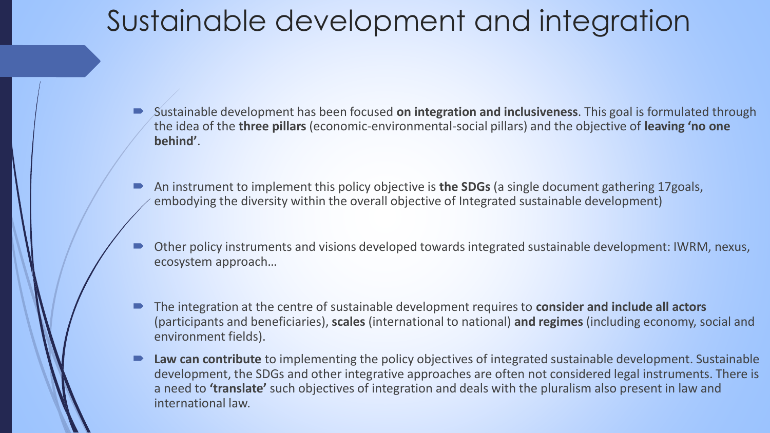# Sustainable development and integration

- Sustainable development has been focused **on integration and inclusiveness**. This goal is formulated through the idea of the **three pillars** (economic-environmental-social pillars) and the objective of **leaving 'no one behind'**.
- An instrument to implement this policy objective is **the SDGs** (a single document gathering 17goals, embodying the diversity within the overall objective of Integrated sustainable development)
- Other policy instruments and visions developed towards integrated sustainable development: IWRM, nexus, ecosystem approach…
- The integration at the centre of sustainable development requires to **consider and include all actors** (participants and beneficiaries), **scales** (international to national) **and regimes** (including economy, social and environment fields).
- **Law can contribute** to implementing the policy objectives of integrated sustainable development. Sustainable development, the SDGs and other integrative approaches are often not considered legal instruments. There is a need to **'translate'** such objectives of integration and deals with the pluralism also present in law and international law.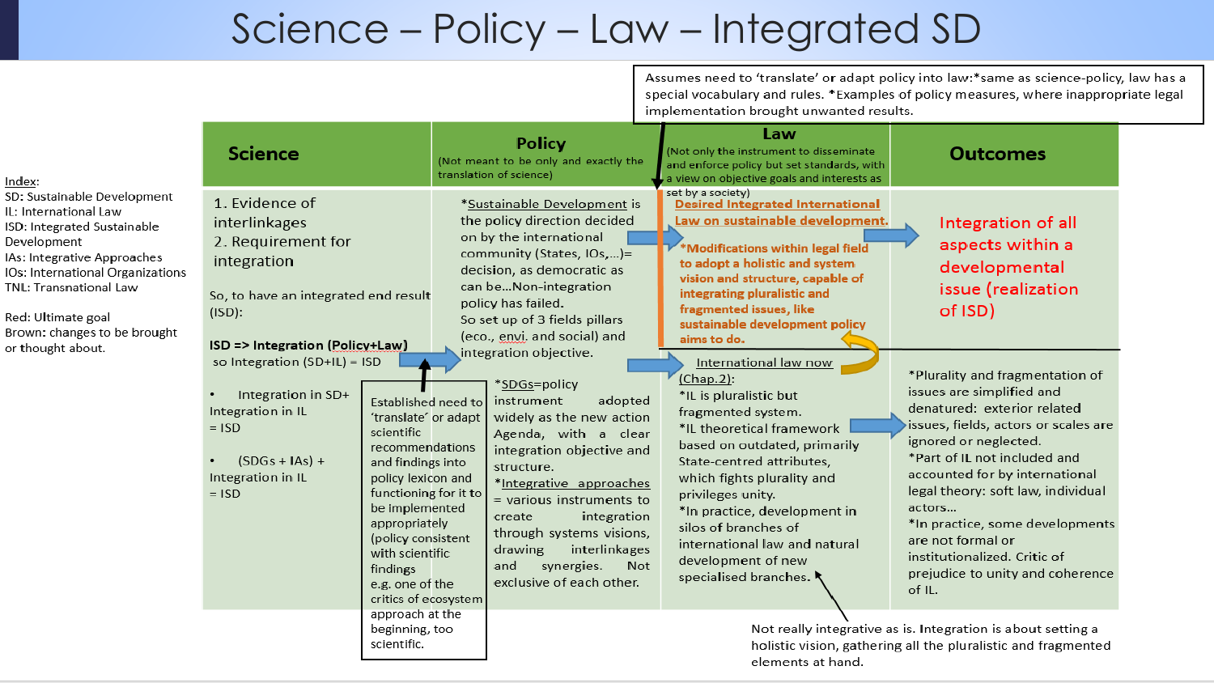# Science – Policy – Law – Integrated SD

Index:
SD: Sustainable Development
IL: International Law
ISD: Integrated Sustainable Development
IAs: Integrative Approaches
IOs: International Organizations
TNL: Transnational Law

Red: Ultimate goal
Brown: changes to be brought or thought about.

Assumes need to 'translate' or adapt policy into law:*same as science-policy, law has a special vocabulary and rules. *Examples of policy measures, where inappropriate legal implementation brought unwanted results.

| Science | Policy (Not meant to be only and exactly the translation of science) | Law (Not only the instrument to disseminate and enforce policy but set standards, with a view on objective goals and interests as set by a society) | Outcomes |
|---|---|---|---|
| 1. Evidence of interlinkages<br>2. Requirement for integration<br><br>So, to have an integrated end result (ISD):<br><br>**ISD => Integration (Policy+Law)**<br>so Integration (SD+IL) = ISD<br><br>• Integration in SD+ Integration in IL = ISD<br><br>• (SDGs + IAs) + Integration in IL = ISD | *Sustainable Development is the policy direction decided on by the international community (States, IOs,…)= decision, as democratic as can be…Non-integration policy has failed.<br>So set up of 3 fields pillars (eco., envi. and social) and integration objective. | **Desired Integrated International Law on sustainable development.**<br><br>***Modifications within legal field to adopt a holistic and system vision and structure, capable of integrating pluralistic and fragmented issues, like sustainable development policy aims to do.** | Integration of all aspects within a developmental issue (realization of ISD) |
| | Established need to 'translate' or adapt scientific recommendations and findings into policy lexicon and functioning for it to be implemented appropriately (policy consistent with scientific findings e.g. one of the critics of ecosystem approach at the beginning, too scientific.<br><br>*SDGs=policy instrument adopted widely as the new action Agenda, with a clear integration objective and structure.<br>*Integrative approaches = various instruments to create integration through systems visions, drawing interlinkages and synergies. Not exclusive of each other. | International law now (Chap.2):<br>*IL is pluralistic but fragmented system.<br>*IL theoretical framework based on outdated, primarily State-centred attributes, which fights plurality and privileges unity.<br>*In practice, development in silos of branches of international law and natural development of new specialised branches. | *Plurality and fragmentation of issues are simplified and denatured: exterior related issues, fields, actors or scales are ignored or neglected.<br>*Part of IL not included and accounted for by international legal theory: soft law, individual actors…<br>*In practice, some developments are not formal or institutionalized. Critic of prejudice to unity and coherence of IL. |

Not really integrative as is. Integration is about setting a holistic vision, gathering all the pluralistic and fragmented elements at hand.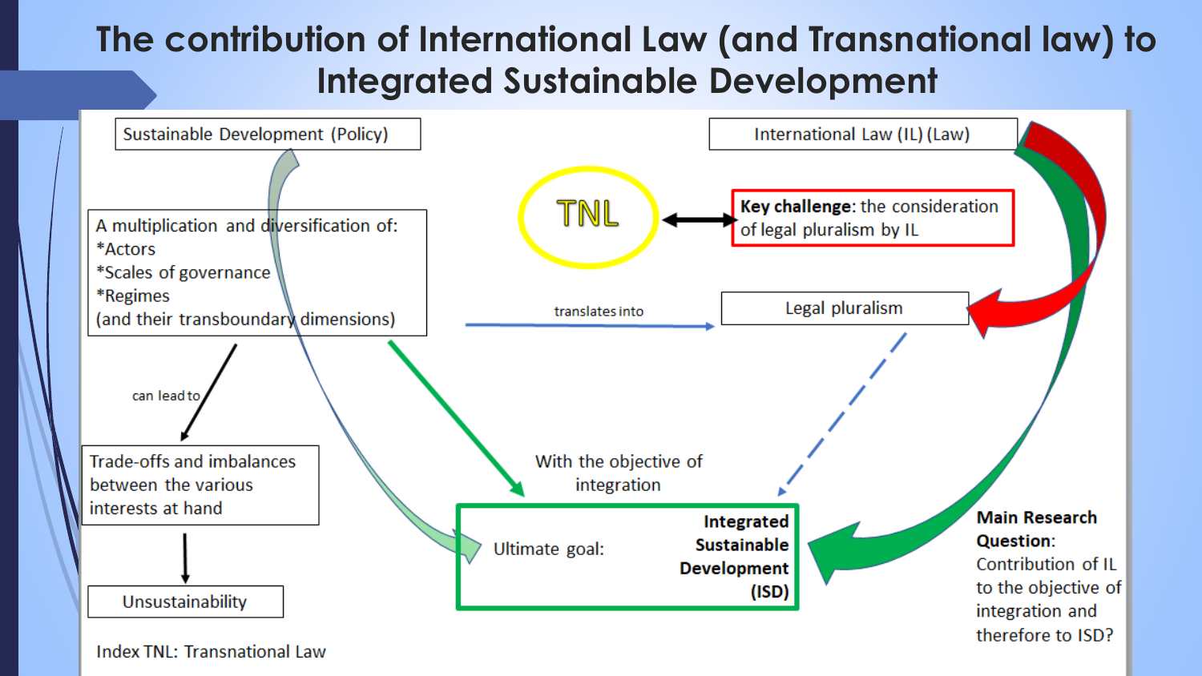# The contribution of International Law (and Transnational law) to Integrated Sustainable Development

Sustainable Development (Policy)

International Law (IL) (Law)

TNL

**Key challenge**: the consideration of legal pluralism by IL

A multiplication and diversification of:
*Actors
*Scales of governance
*Regimes
(and their transboundary dimensions)

translates into

Legal pluralism

can lead to

Trade-offs and imbalances between the various interests at hand

Unsustainability

With the objective of integration

Ultimate goal: **Integrated Sustainable Development (ISD)**

**Main Research Question**: Contribution of IL to the objective of integration and therefore to ISD?

Index TNL: Transnational Law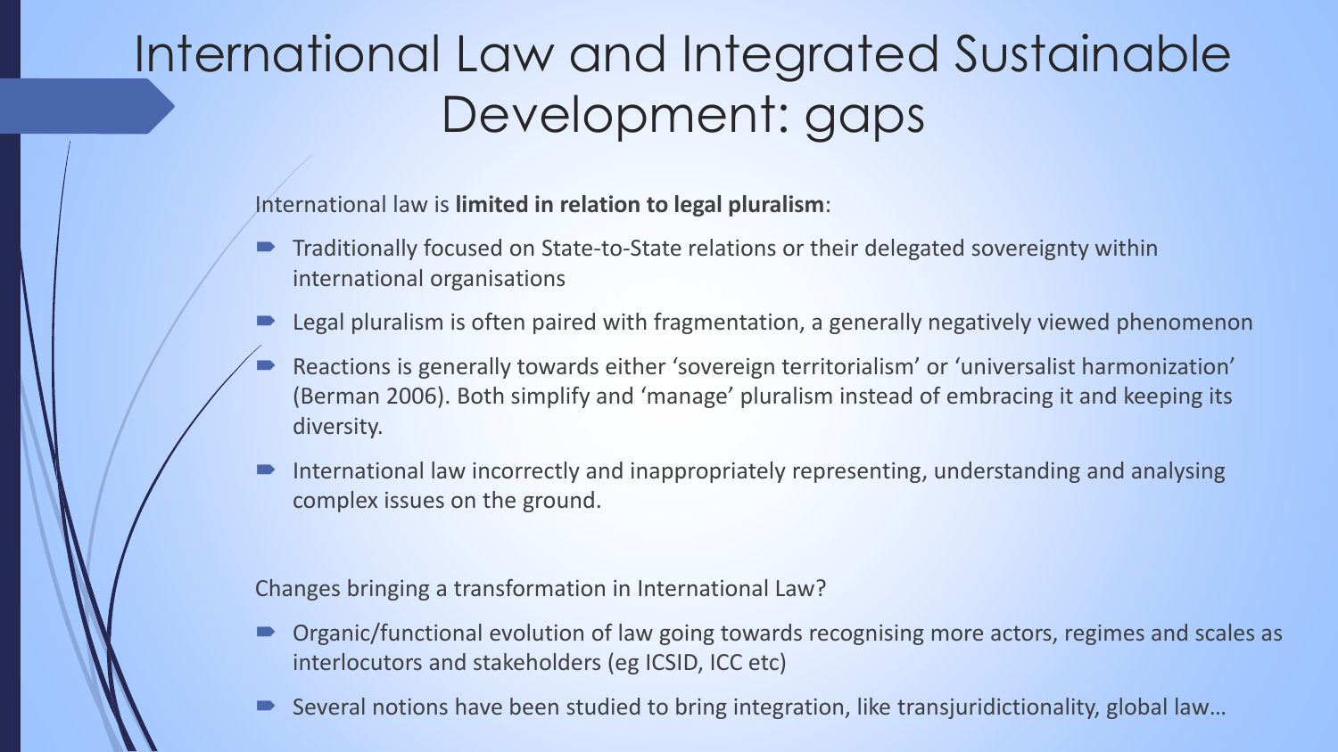# International Law and Integrated Sustainable Development: gaps

International law is **limited in relation to legal pluralism**:

- Traditionally focused on State-to-State relations or their delegated sovereignty within international organisations
- Legal pluralism is often paired with fragmentation, a generally negatively viewed phenomenon
- Reactions is generally towards either 'sovereign territorialism' or 'universalist harmonization' (Berman 2006). Both simplify and 'manage' pluralism instead of embracing it and keeping its diversity.
- International law incorrectly and inappropriately representing, understanding and analysing complex issues on the ground.

Changes bringing a transformation in International Law?

- Organic/functional evolution of law going towards recognising more actors, regimes and scales as interlocutors and stakeholders (eg ICSID, ICC etc)
- Several notions have been studied to bring integration, like transjuridictionality, global law…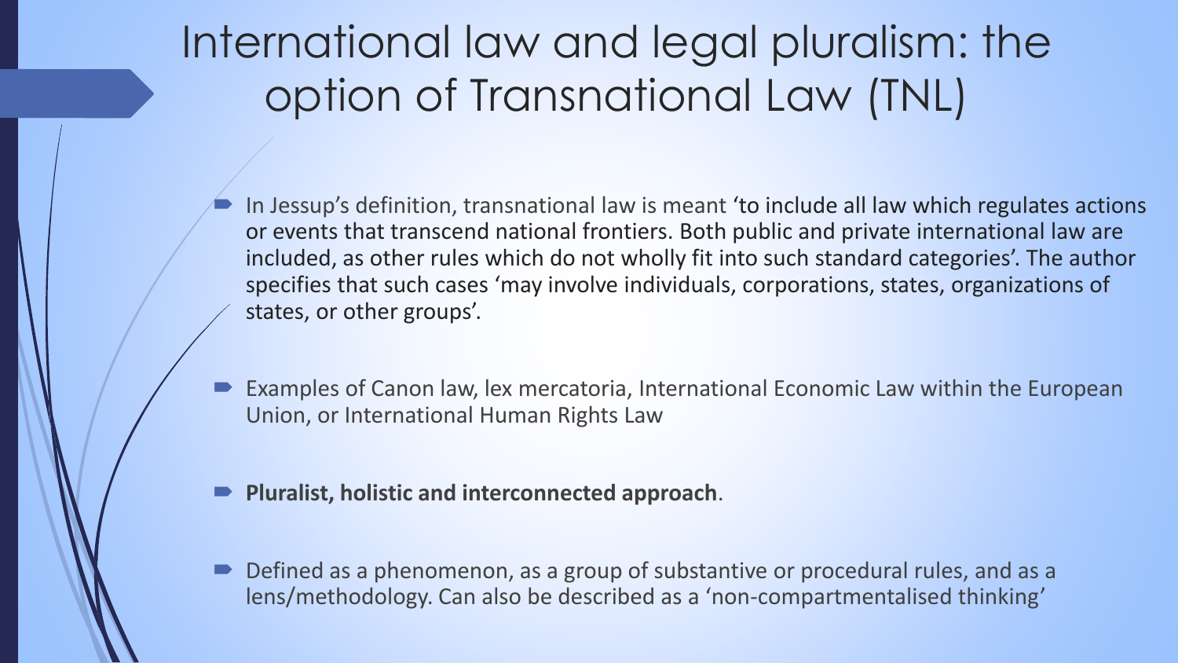# International law and legal pluralism: the option of Transnational Law (TNL)

- In Jessup's definition, transnational law is meant 'to include all law which regulates actions or events that transcend national frontiers. Both public and private international law are included, as other rules which do not wholly fit into such standard categories'. The author specifies that such cases 'may involve individuals, corporations, states, organizations of states, or other groups'.
- Examples of Canon law, lex mercatoria, International Economic Law within the European Union, or International Human Rights Law
- **Pluralist, holistic and interconnected approach**.
- Defined as a phenomenon, as a group of substantive or procedural rules, and as a lens/methodology. Can also be described as a 'non-compartmentalised thinking'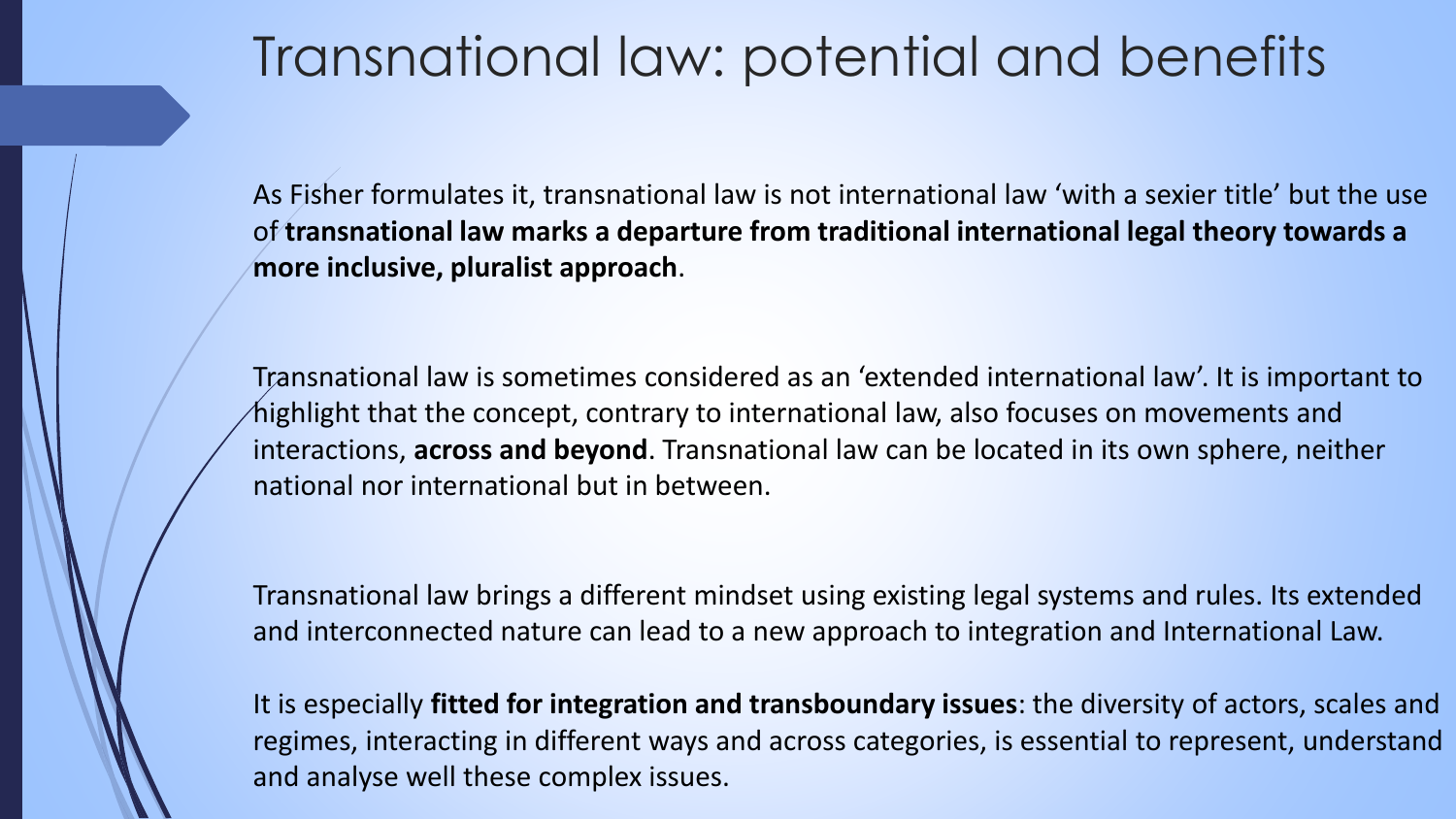# Transnational law: potential and benefits

As Fisher formulates it, transnational law is not international law 'with a sexier title' but the use of **transnational law marks a departure from traditional international legal theory towards a more inclusive, pluralist approach**.

Transnational law is sometimes considered as an 'extended international law'. It is important to highlight that the concept, contrary to international law, also focuses on movements and interactions, **across and beyond**. Transnational law can be located in its own sphere, neither national nor international but in between.

Transnational law brings a different mindset using existing legal systems and rules. Its extended and interconnected nature can lead to a new approach to integration and International Law.

It is especially **fitted for integration and transboundary issues**: the diversity of actors, scales and regimes, interacting in different ways and across categories, is essential to represent, understand and analyse well these complex issues.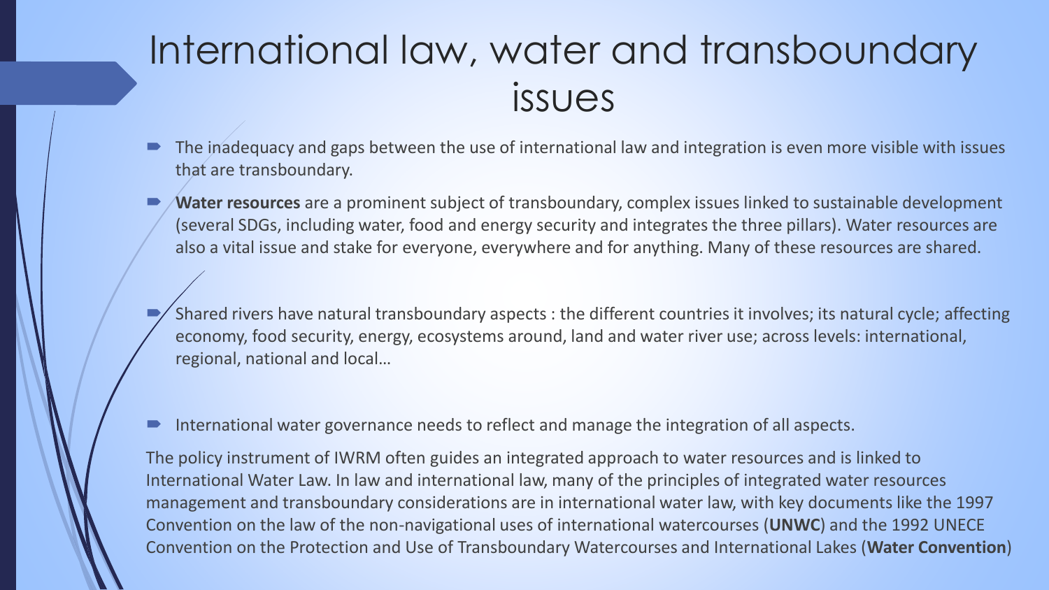# International law, water and transboundary issues

- The inadequacy and gaps between the use of international law and integration is even more visible with issues that are transboundary.
- **Water resources** are a prominent subject of transboundary, complex issues linked to sustainable development (several SDGs, including water, food and energy security and integrates the three pillars). Water resources are also a vital issue and stake for everyone, everywhere and for anything. Many of these resources are shared.
- Shared rivers have natural transboundary aspects : the different countries it involves; its natural cycle; affecting economy, food security, energy, ecosystems around, land and water river use; across levels: international, regional, national and local…
- International water governance needs to reflect and manage the integration of all aspects.

The policy instrument of IWRM often guides an integrated approach to water resources and is linked to International Water Law. In law and international law, many of the principles of integrated water resources management and transboundary considerations are in international water law, with key documents like the 1997 Convention on the law of the non-navigational uses of international watercourses (**UNWC**) and the 1992 UNECE Convention on the Protection and Use of Transboundary Watercourses and International Lakes (**Water Convention**)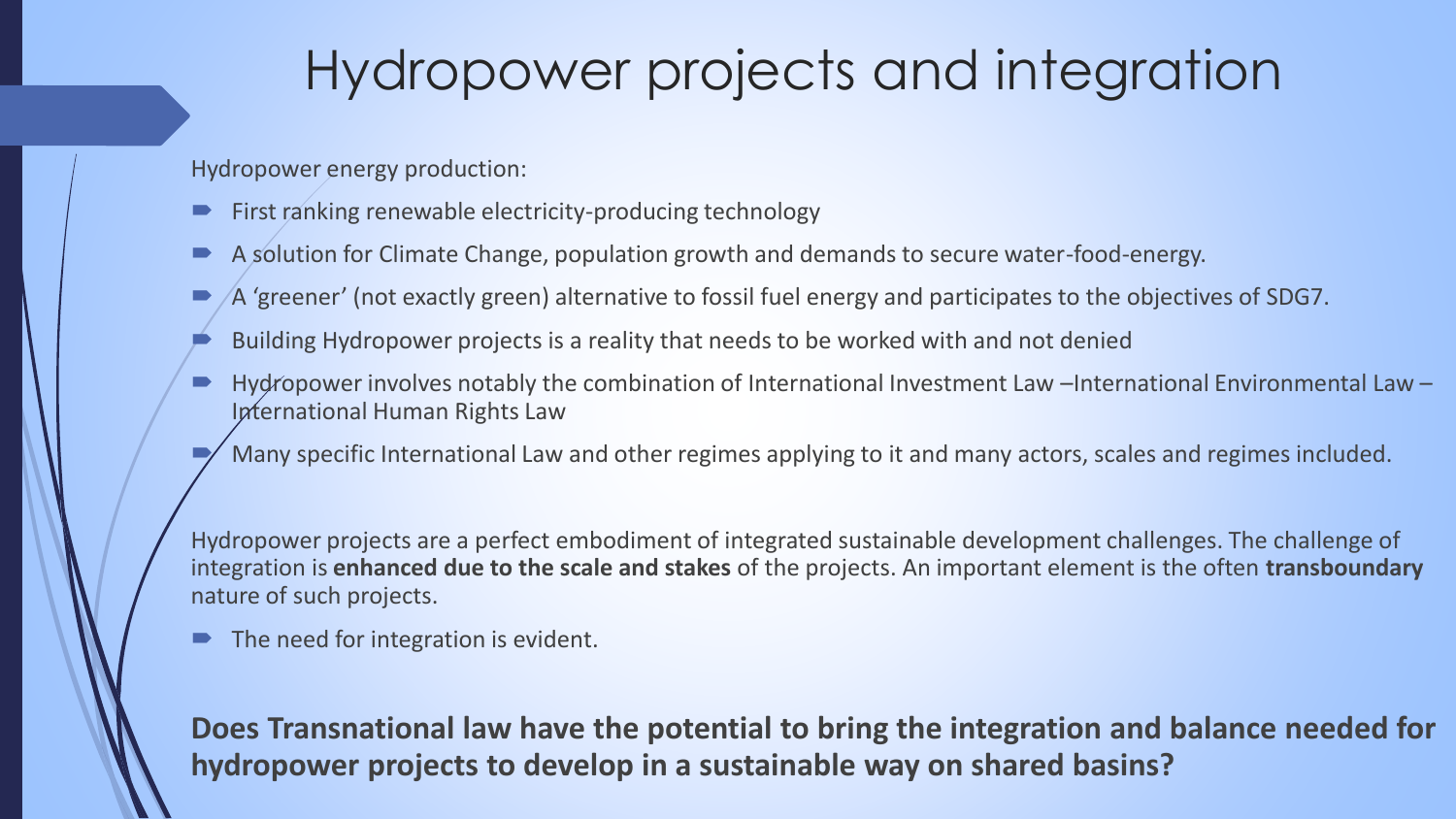# Hydropower projects and integration

Hydropower energy production:

- First ranking renewable electricity-producing technology
- A solution for Climate Change, population growth and demands to secure water-food-energy.
- A 'greener' (not exactly green) alternative to fossil fuel energy and participates to the objectives of SDG7.
- Building Hydropower projects is a reality that needs to be worked with and not denied
- Hydropower involves notably the combination of International Investment Law –International Environmental Law – International Human Rights Law
- Many specific International Law and other regimes applying to it and many actors, scales and regimes included.

Hydropower projects are a perfect embodiment of integrated sustainable development challenges. The challenge of integration is **enhanced due to the scale and stakes** of the projects. An important element is the often **transboundary** nature of such projects.

- The need for integration is evident.

**Does Transnational law have the potential to bring the integration and balance needed for hydropower projects to develop in a sustainable way on shared basins?**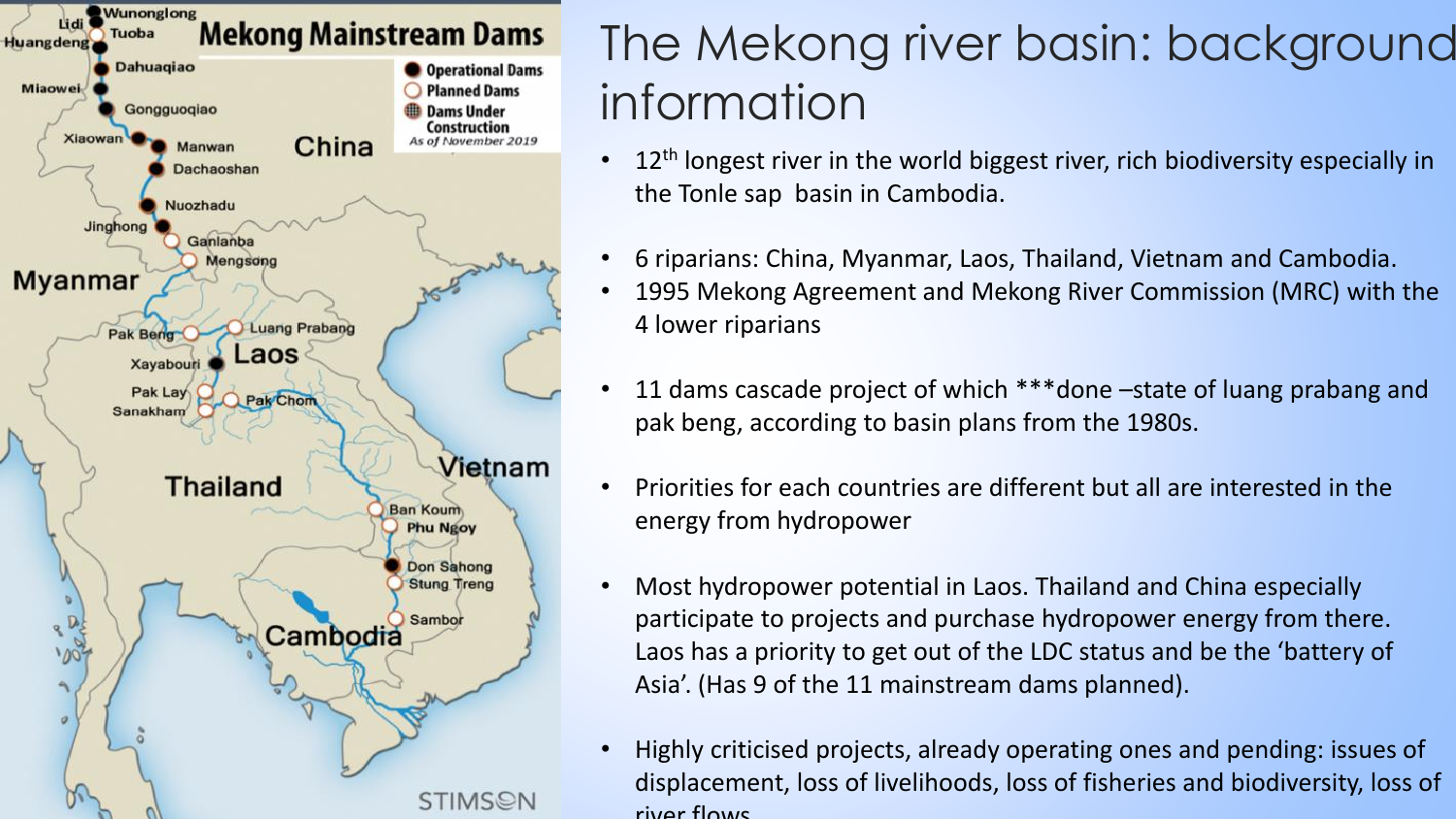# The Mekong river basin: background information

- 12th longest river in the world biggest river, rich biodiversity especially in the Tonle sap basin in Cambodia.
- 6 riparians: China, Myanmar, Laos, Thailand, Vietnam and Cambodia.
- 1995 Mekong Agreement and Mekong River Commission (MRC) with the 4 lower riparians
- 11 dams cascade project of which ***done –state of luang prabang and pak beng, according to basin plans from the 1980s.
- Priorities for each countries are different but all are interested in the energy from hydropower
- Most hydropower potential in Laos. Thailand and China especially participate to projects and purchase hydropower energy from there. Laos has a priority to get out of the LDC status and be the 'battery of Asia'. (Has 9 of the 11 mainstream dams planned).
- Highly criticised projects, already operating ones and pending: issues of displacement, loss of livelihoods, loss of fisheries and biodiversity, loss of river flows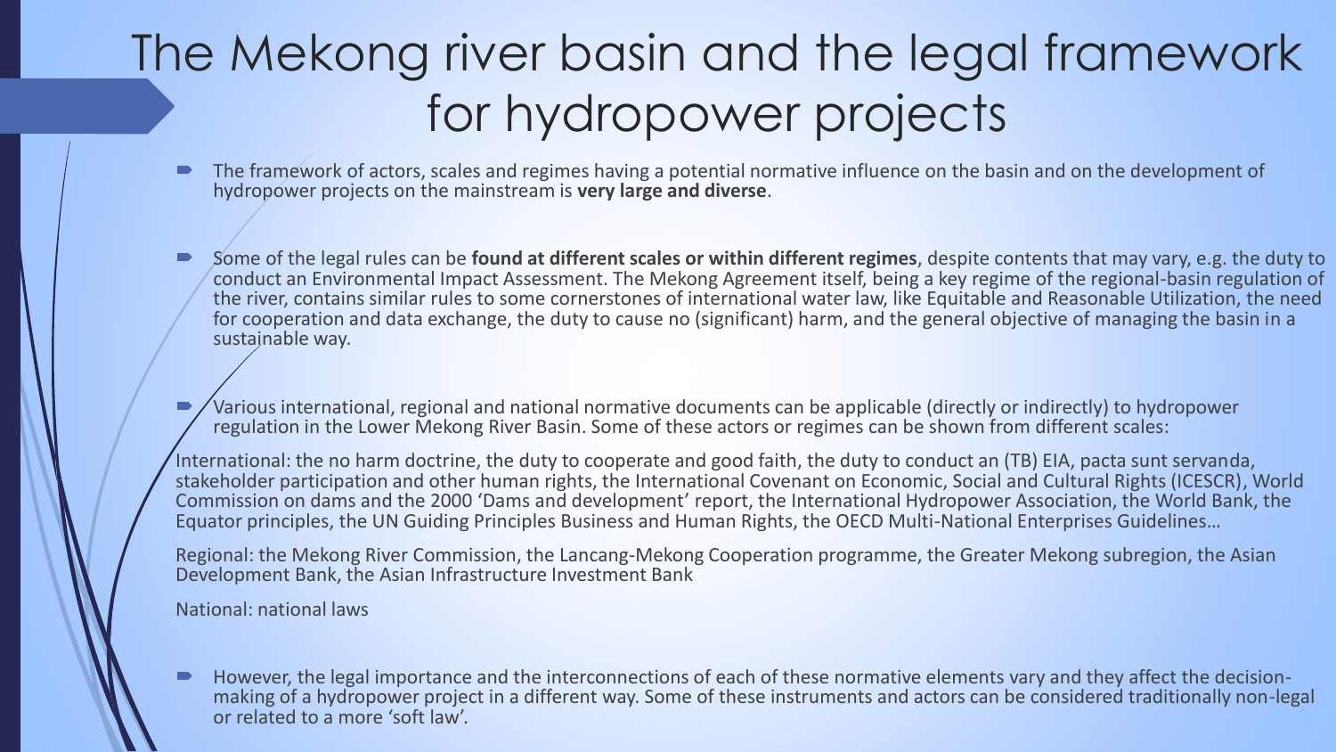# The Mekong river basin and the legal framework for hydropower projects

- The framework of actors, scales and regimes having a potential normative influence on the basin and on the development of hydropower projects on the mainstream is **very large and diverse**.

- Some of the legal rules can be **found at different scales or within different regimes**, despite contents that may vary, e.g. the duty to conduct an Environmental Impact Assessment. The Mekong Agreement itself, being a key regime of the regional-basin regulation of the river, contains similar rules to some cornerstones of international water law, like Equitable and Reasonable Utilization, the need for cooperation and data exchange, the duty to cause no (significant) harm, and the general objective of managing the basin in a sustainable way.

- Various international, regional and national normative documents can be applicable (directly or indirectly) to hydropower regulation in the Lower Mekong River Basin. Some of these actors or regimes can be shown from different scales:

International: the no harm doctrine, the duty to cooperate and good faith, the duty to conduct an (TB) EIA, pacta sunt servanda, stakeholder participation and other human rights, the International Covenant on Economic, Social and Cultural Rights (ICESCR), World Commission on dams and the 2000 'Dams and development' report, the International Hydropower Association, the World Bank, the Equator principles, the UN Guiding Principles Business and Human Rights, the OECD Multi-National Enterprises Guidelines…

Regional: the Mekong River Commission, the Lancang-Mekong Cooperation programme, the Greater Mekong subregion, the Asian Development Bank, the Asian Infrastructure Investment Bank

National: national laws

- However, the legal importance and the interconnections of each of these normative elements vary and they affect the decision-making of a hydropower project in a different way. Some of these instruments and actors can be considered traditionally non-legal or related to a more 'soft law'.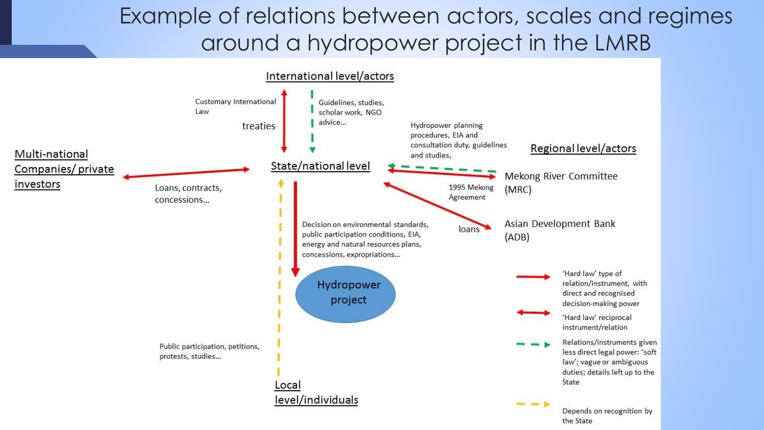# Example of relations between actors, scales and regimes around a hydropower project in the LMRB

**International level/actors**

Customary International Law

treaties

Guidelines, studies, scholar work, NGO advice...

**Multi-national Companies/ private investors**

Loans, contracts, concessions...

**State/national level**

Hydropower planning procedures, EIA and consultation duty, guidelines and studies,

**Regional level/actors**

Mekong River Committee (MRC)

1995 Mekong Agreement

loans

Asian Development Bank (ADB)

Decision on environmental standards, public participation conditions, EIA, energy and natural resources plans, concessions, expropriations...

Hydropower project

Public participation, petitions, protests, studies...

**Local level/individuals**

Legend:

- 'Hard law' type of relation/instrument, with direct and recognised decision-making power
- 'Hard law' reciprocal instrument/relation
- Relations/instruments given less direct legal power: 'soft law'; vague or ambiguous duties; details left up to the State
- Depends on recognition by the State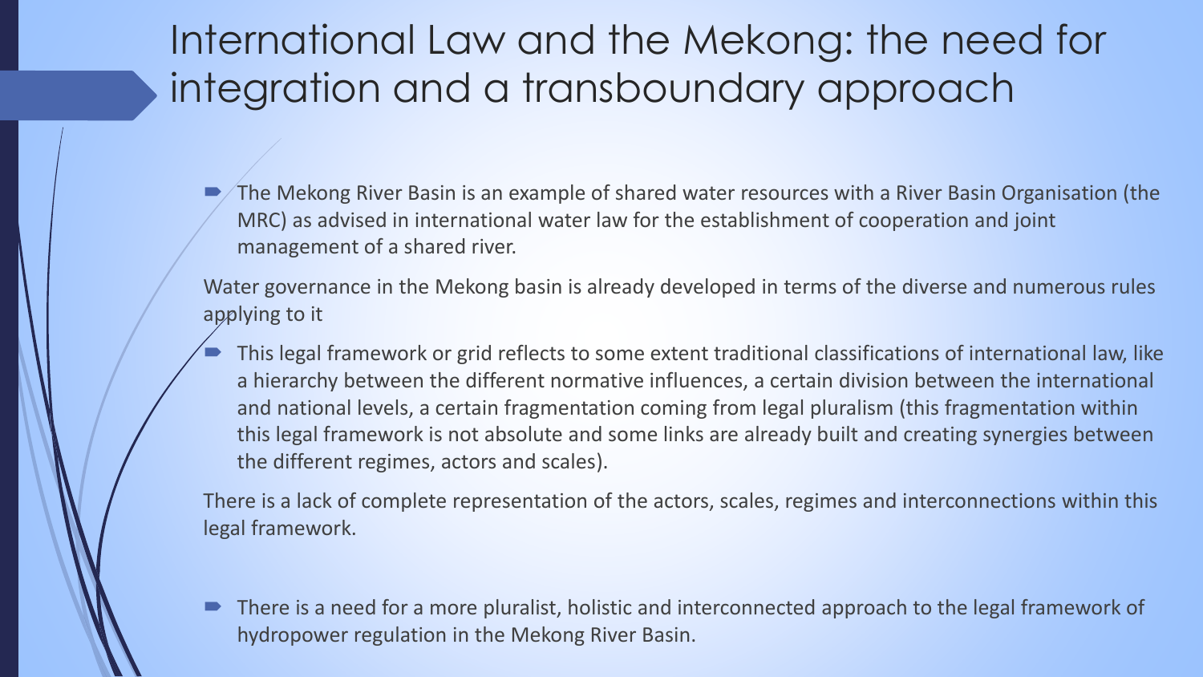# International Law and the Mekong: the need for integration and a transboundary approach

- The Mekong River Basin is an example of shared water resources with a River Basin Organisation (the MRC) as advised in international water law for the establishment of cooperation and joint management of a shared river.

Water governance in the Mekong basin is already developed in terms of the diverse and numerous rules applying to it

- This legal framework or grid reflects to some extent traditional classifications of international law, like a hierarchy between the different normative influences, a certain division between the international and national levels, a certain fragmentation coming from legal pluralism (this fragmentation within this legal framework is not absolute and some links are already built and creating synergies between the different regimes, actors and scales).

There is a lack of complete representation of the actors, scales, regimes and interconnections within this legal framework.

- There is a need for a more pluralist, holistic and interconnected approach to the legal framework of hydropower regulation in the Mekong River Basin.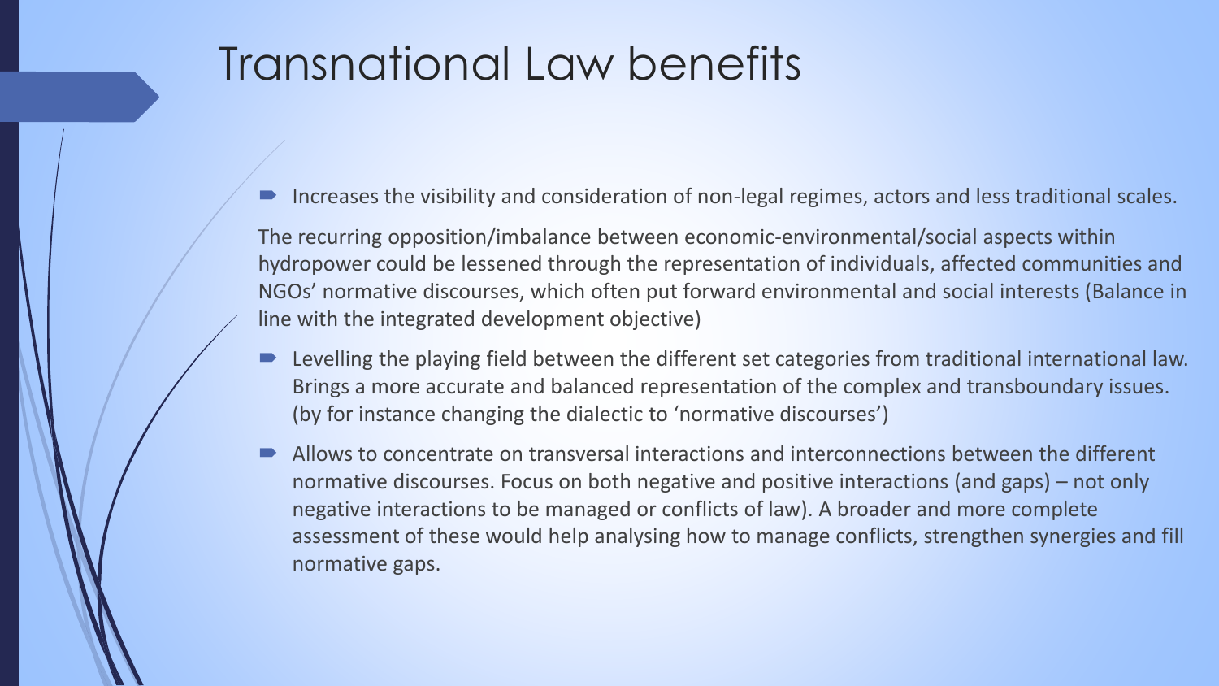# Transnational Law benefits

- Increases the visibility and consideration of non-legal regimes, actors and less traditional scales.

The recurring opposition/imbalance between economic-environmental/social aspects within hydropower could be lessened through the representation of individuals, affected communities and NGOs' normative discourses, which often put forward environmental and social interests (Balance in line with the integrated development objective)

- Levelling the playing field between the different set categories from traditional international law. Brings a more accurate and balanced representation of the complex and transboundary issues. (by for instance changing the dialectic to 'normative discourses')
- Allows to concentrate on transversal interactions and interconnections between the different normative discourses. Focus on both negative and positive interactions (and gaps) – not only negative interactions to be managed or conflicts of law). A broader and more complete assessment of these would help analysing how to manage conflicts, strengthen synergies and fill normative gaps.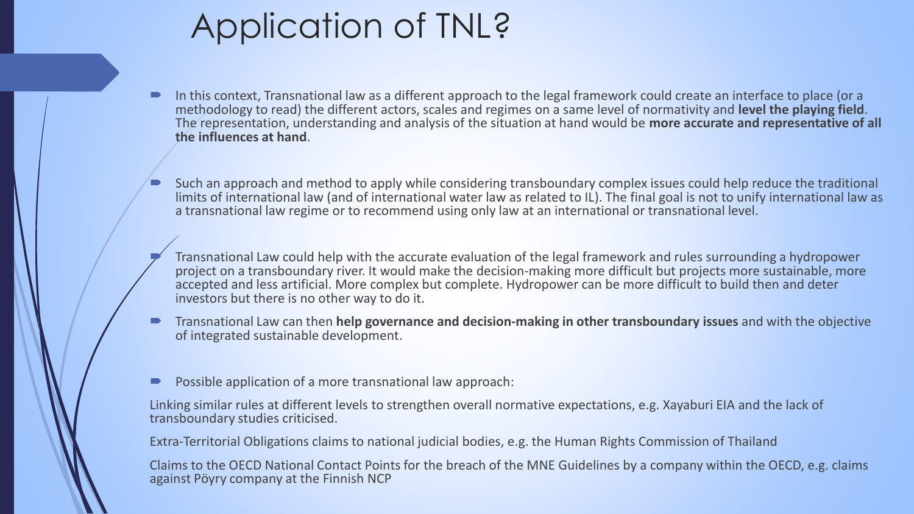# Application of TNL?

- In this context, Transnational law as a different approach to the legal framework could create an interface to place (or a methodology to read) the different actors, scales and regimes on a same level of normativity and **level the playing field**. The representation, understanding and analysis of the situation at hand would be **more accurate and representative of all the influences at hand**.
- Such an approach and method to apply while considering transboundary complex issues could help reduce the traditional limits of international law (and of international water law as related to IL). The final goal is not to unify international law as a transnational law regime or to recommend using only law at an international or transnational level.
- Transnational Law could help with the accurate evaluation of the legal framework and rules surrounding a hydropower project on a transboundary river. It would make the decision-making more difficult but projects more sustainable, more accepted and less artificial. More complex but complete. Hydropower can be more difficult to build then and deter investors but there is no other way to do it.
- Transnational Law can then **help governance and decision-making in other transboundary issues** and with the objective of integrated sustainable development.
- Possible application of a more transnational law approach:

Linking similar rules at different levels to strengthen overall normative expectations, e.g. Xayaburi EIA and the lack of transboundary studies criticised.

Extra-Territorial Obligations claims to national judicial bodies, e.g. the Human Rights Commission of Thailand

Claims to the OECD National Contact Points for the breach of the MNE Guidelines by a company within the OECD, e.g. claims against Pöyry company at the Finnish NCP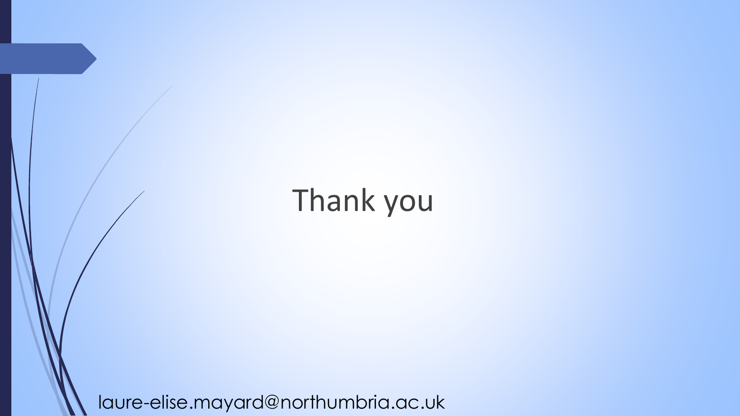# Thank you

laure-elise.mayard@northumbria.ac.uk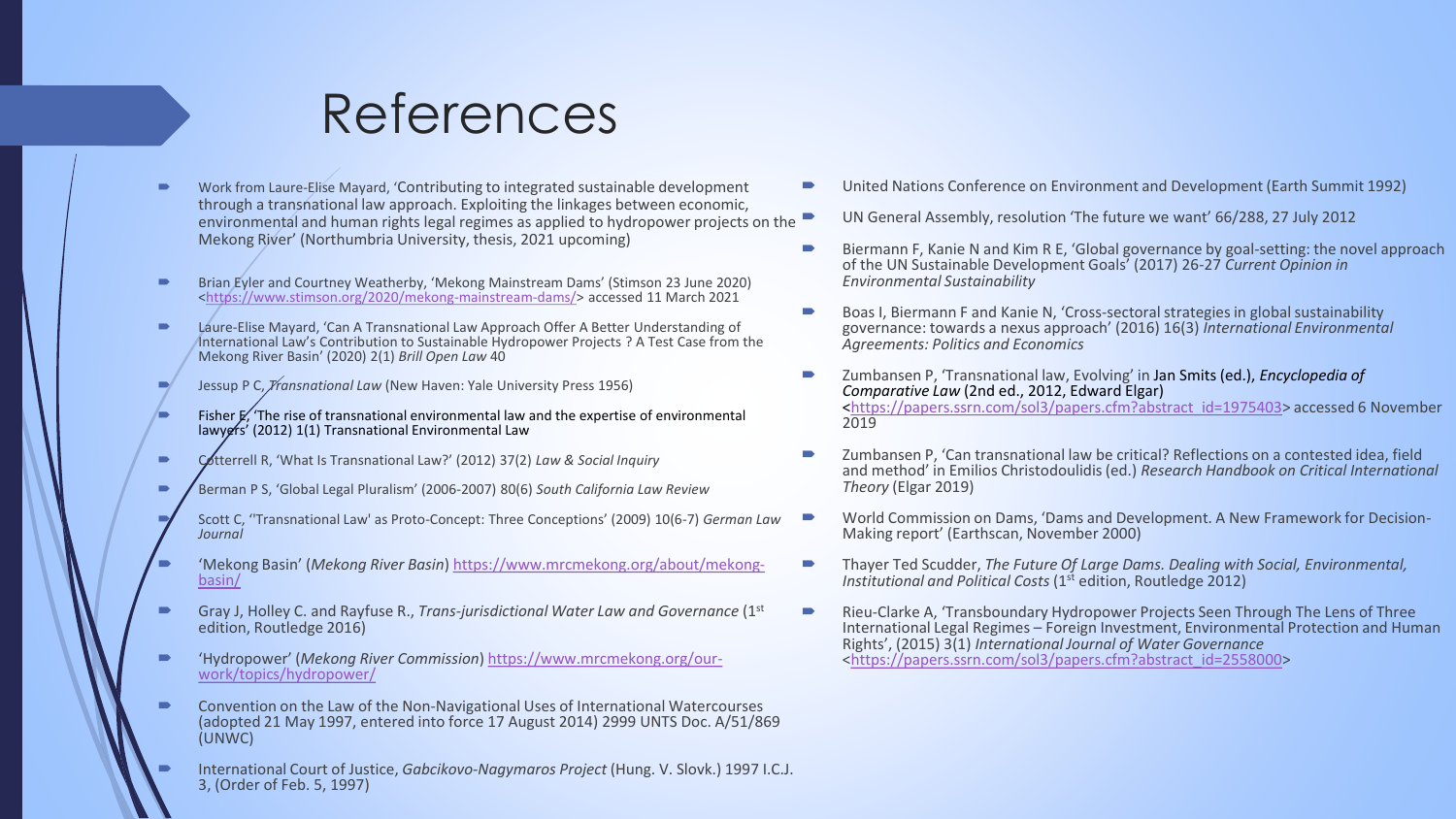# References

- Work from Laure-Elise Mayard, 'Contributing to integrated sustainable development through a transnational law approach. Exploiting the linkages between economic, environmental and human rights legal regimes as applied to hydropower projects on the Mekong River' (Northumbria University, thesis, 2021 upcoming)
- Brian Eyler and Courtney Weatherby, 'Mekong Mainstream Dams' (Stimson 23 June 2020) <https://www.stimson.org/2020/mekong-mainstream-dams/> accessed 11 March 2021
- Laure-Elise Mayard, 'Can A Transnational Law Approach Offer A Better Understanding of International Law's Contribution to Sustainable Hydropower Projects ? A Test Case from the Mekong River Basin' (2020) 2(1) *Brill Open Law* 40
- Jessup P C, *Transnational Law* (New Haven: Yale University Press 1956)
- Fisher E, 'The rise of transnational environmental law and the expertise of environmental lawyers' (2012) 1(1) Transnational Environmental Law
- Cotterrell R, 'What Is Transnational Law?' (2012) 37(2) *Law & Social Inquiry*
- Berman P S, 'Global Legal Pluralism' (2006-2007) 80(6) *South California Law Review*
- Scott C, ''Transnational Law' as Proto-Concept: Three Conceptions' (2009) 10(6-7) *German Law Journal*
- 'Mekong Basin' (*Mekong River Basin*) https://www.mrcmekong.org/about/mekong-basin/
- Gray J, Holley C. and Rayfuse R., *Trans-jurisdictional Water Law and Governance* (1st edition, Routledge 2016)
- 'Hydropower' (*Mekong River Commission*) https://www.mrcmekong.org/our-work/topics/hydropower/
- Convention on the Law of the Non-Navigational Uses of International Watercourses (adopted 21 May 1997, entered into force 17 August 2014) 2999 UNTS Doc. A/51/869 (UNWC)
- International Court of Justice, *Gabcikovo-Nagymaros Project* (Hung. V. Slovk.) 1997 I.C.J. 3, (Order of Feb. 5, 1997)
- United Nations Conference on Environment and Development (Earth Summit 1992)
- UN General Assembly, resolution 'The future we want' 66/288, 27 July 2012
- Biermann F, Kanie N and Kim R E, 'Global governance by goal-setting: the novel approach of the UN Sustainable Development Goals' (2017) 26-27 *Current Opinion in Environmental Sustainability*
- Boas I, Biermann F and Kanie N, 'Cross-sectoral strategies in global sustainability governance: towards a nexus approach' (2016) 16(3) *International Environmental Agreements: Politics and Economics*
- Zumbansen P, 'Transnational law, Evolving' in Jan Smits (ed.), *Encyclopedia of Comparative Law* (2nd ed., 2012, Edward Elgar) <https://papers.ssrn.com/sol3/papers.cfm?abstract_id=1975403> accessed 6 November 2019
- Zumbansen P, 'Can transnational law be critical? Reflections on a contested idea, field and method' in Emilios Christodoulidis (ed.) *Research Handbook on Critical International Theory* (Elgar 2019)
- World Commission on Dams, 'Dams and Development. A New Framework for Decision-Making report' (Earthscan, November 2000)
- Thayer Ted Scudder, *The Future Of Large Dams. Dealing with Social, Environmental, Institutional and Political Costs* (1st edition, Routledge 2012)
- Rieu-Clarke A, 'Transboundary Hydropower Projects Seen Through The Lens of Three International Legal Regimes – Foreign Investment, Environmental Protection and Human Rights', (2015) 3(1) *International Journal of Water Governance* <https://papers.ssrn.com/sol3/papers.cfm?abstract_id=2558000>